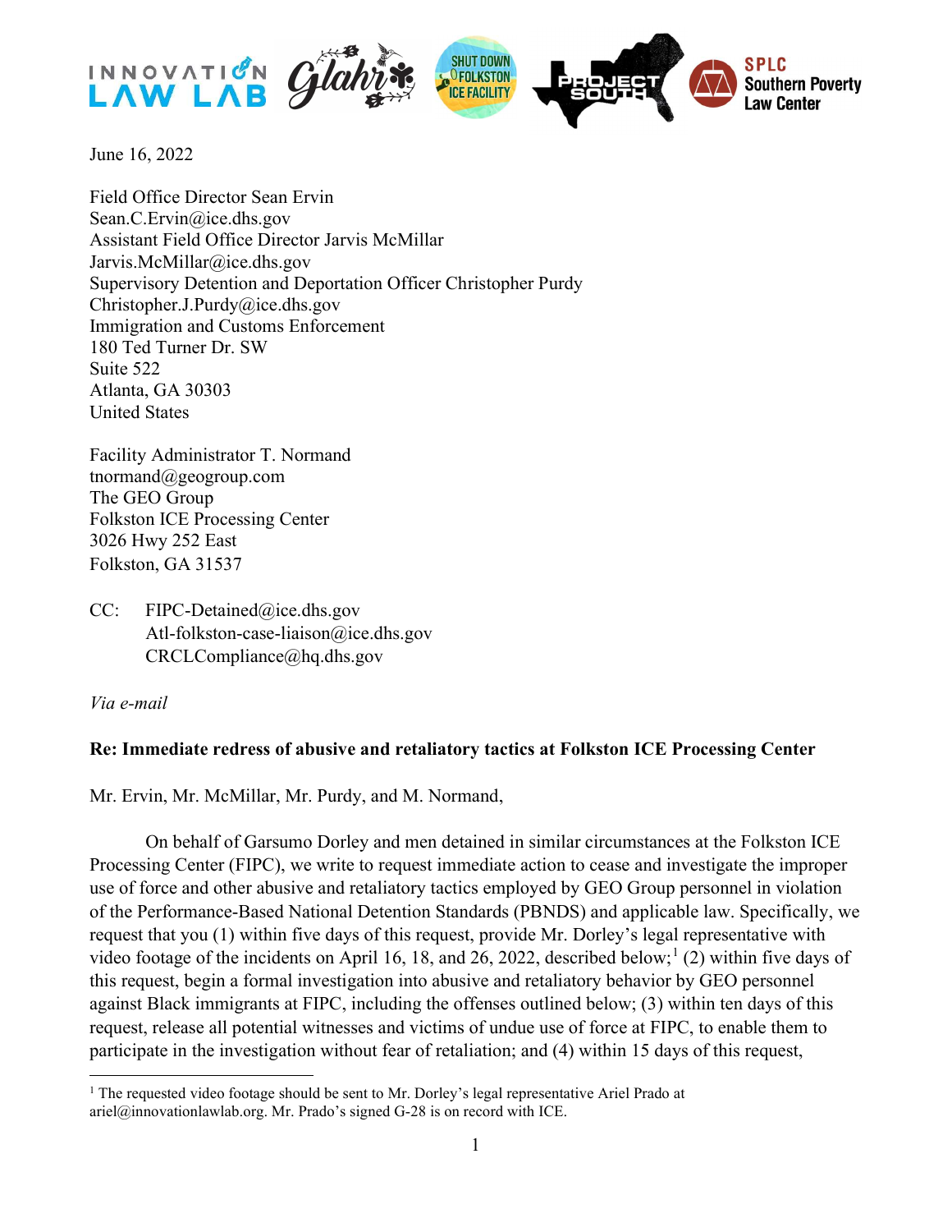June 16, 2022

Field Office Director Sean Ervin
Sean.C.Ervin@ice.dhs.gov
Assistant Field Office Director Jarvis McMillar
Jarvis.McMillar@ice.dhs.gov
Supervisory Detention and Deportation Officer Christopher Purdy
Christopher.J.Purdy@ice.dhs.gov
Immigration and Customs Enforcement
180 Ted Turner Dr. SW
Suite 522
Atlanta, GA 30303
United States

Facility Administrator T. Normand
tnormand@geogroup.com
The GEO Group
Folkston ICE Processing Center
3026 Hwy 252 East
Folkston, GA 31537

CC: FIPC-Detained@ice.dhs.gov
Atl-folkston-case-liaison@ice.dhs.gov
CRCLCompliance@hq.dhs.gov

*Via e-mail*

**Re: Immediate redress of abusive and retaliatory tactics at Folkston ICE Processing Center**

Mr. Ervin, Mr. McMillar, Mr. Purdy, and M. Normand,

On behalf of Garsumo Dorley and men detained in similar circumstances at the Folkston ICE Processing Center (FIPC), we write to request immediate action to cease and investigate the improper use of force and other abusive and retaliatory tactics employed by GEO Group personnel in violation of the Performance-Based National Detention Standards (PBNDS) and applicable law. Specifically, we request that you (1) within five days of this request, provide Mr. Dorley's legal representative with video footage of the incidents on April 16, 18, and 26, 2022, described below;[1] (2) within five days of this request, begin a formal investigation into abusive and retaliatory behavior by GEO personnel against Black immigrants at FIPC, including the offenses outlined below; (3) within ten days of this request, release all potential witnesses and victims of undue use of force at FIPC, to enable them to participate in the investigation without fear of retaliation; and (4) within 15 days of this request,

[1] The requested video footage should be sent to Mr. Dorley's legal representative Ariel Prado at ariel@innovationlawlab.org. Mr. Prado's signed G-28 is on record with ICE.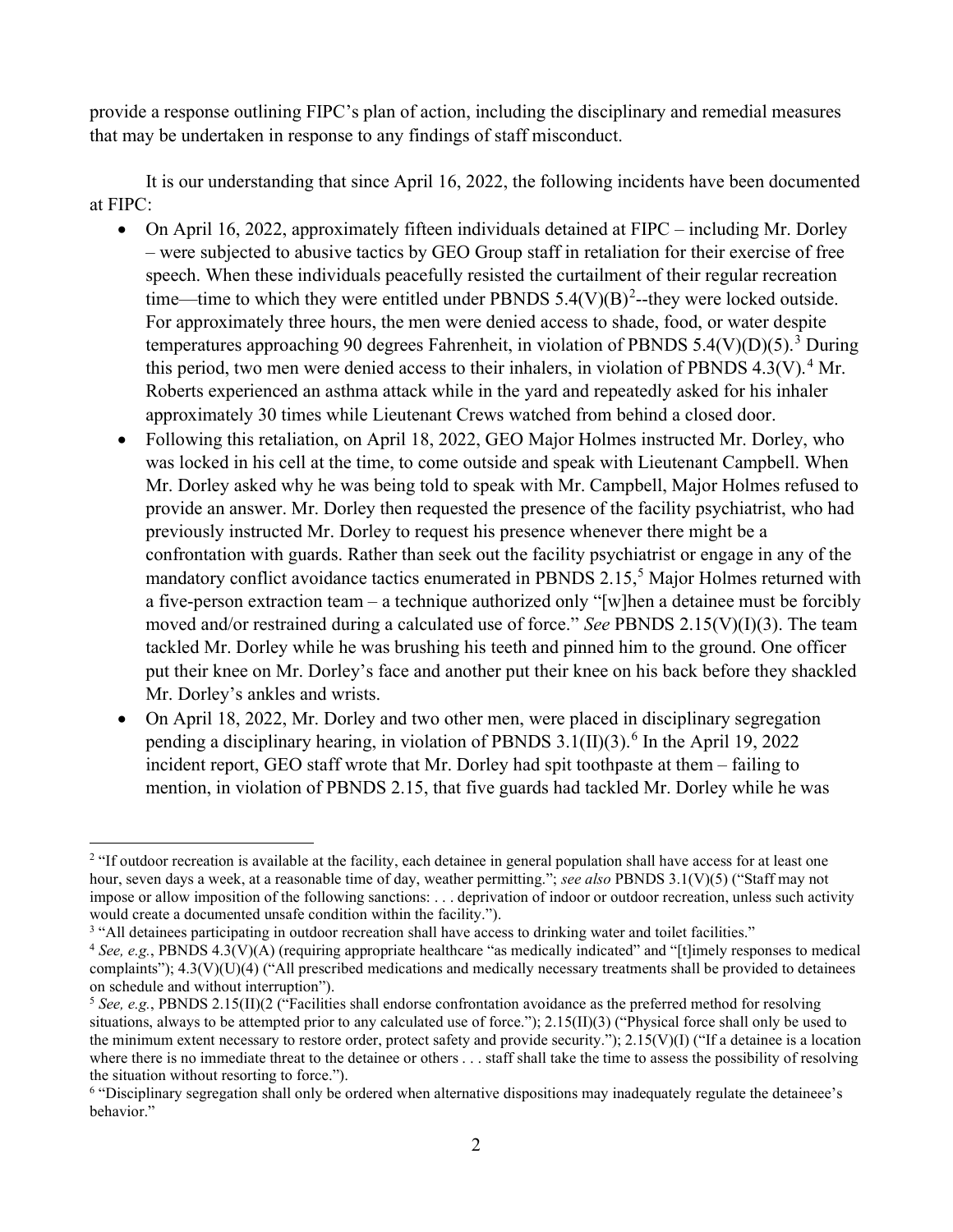provide a response outlining FIPC's plan of action, including the disciplinary and remedial measures that may be undertaken in response to any findings of staff misconduct.

It is our understanding that since April 16, 2022, the following incidents have been documented at FIPC:

- On April 16, 2022, approximately fifteen individuals detained at FIPC – including Mr. Dorley – were subjected to abusive tactics by GEO Group staff in retaliation for their exercise of free speech. When these individuals peacefully resisted the curtailment of their regular recreation time—time to which they were entitled under PBNDS 5.4(V)(B)[2]--they were locked outside. For approximately three hours, the men were denied access to shade, food, or water despite temperatures approaching 90 degrees Fahrenheit, in violation of PBNDS 5.4(V)(D)(5).[3] During this period, two men were denied access to their inhalers, in violation of PBNDS 4.3(V).[4] Mr. Roberts experienced an asthma attack while in the yard and repeatedly asked for his inhaler approximately 30 times while Lieutenant Crews watched from behind a closed door.
- Following this retaliation, on April 18, 2022, GEO Major Holmes instructed Mr. Dorley, who was locked in his cell at the time, to come outside and speak with Lieutenant Campbell. When Mr. Dorley asked why he was being told to speak with Mr. Campbell, Major Holmes refused to provide an answer. Mr. Dorley then requested the presence of the facility psychiatrist, who had previously instructed Mr. Dorley to request his presence whenever there might be a confrontation with guards. Rather than seek out the facility psychiatrist or engage in any of the mandatory conflict avoidance tactics enumerated in PBNDS 2.15,[5] Major Holmes returned with a five-person extraction team – a technique authorized only "[w]hen a detainee must be forcibly moved and/or restrained during a calculated use of force." *See* PBNDS 2.15(V)(I)(3). The team tackled Mr. Dorley while he was brushing his teeth and pinned him to the ground. One officer put their knee on Mr. Dorley's face and another put their knee on his back before they shackled Mr. Dorley's ankles and wrists.
- On April 18, 2022, Mr. Dorley and two other men, were placed in disciplinary segregation pending a disciplinary hearing, in violation of PBNDS 3.1(II)(3).[6] In the April 19, 2022 incident report, GEO staff wrote that Mr. Dorley had spit toothpaste at them – failing to mention, in violation of PBNDS 2.15, that five guards had tackled Mr. Dorley while he was

---

[2] "If outdoor recreation is available at the facility, each detainee in general population shall have access for at least one hour, seven days a week, at a reasonable time of day, weather permitting."; *see also* PBNDS 3.1(V)(5) ("Staff may not impose or allow imposition of the following sanctions: . . . deprivation of indoor or outdoor recreation, unless such activity would create a documented unsafe condition within the facility.").

[3] "All detainees participating in outdoor recreation shall have access to drinking water and toilet facilities."

[4] *See, e.g.*, PBNDS 4.3(V)(A) (requiring appropriate healthcare "as medically indicated" and "[t]imely responses to medical complaints"); 4.3(V)(U)(4) ("All prescribed medications and medically necessary treatments shall be provided to detainees on schedule and without interruption").

[5] *See, e.g.*, PBNDS 2.15(II)(2 ("Facilities shall endorse confrontation avoidance as the preferred method for resolving situations, always to be attempted prior to any calculated use of force."); 2.15(II)(3) ("Physical force shall only be used to the minimum extent necessary to restore order, protect safety and provide security."); 2.15(V)(I) ("If a detainee is a location where there is no immediate threat to the detainee or others . . . staff shall take the time to assess the possibility of resolving the situation without resorting to force.").

[6] "Disciplinary segregation shall only be ordered when alternative dispositions may inadequately regulate the detainee's behavior."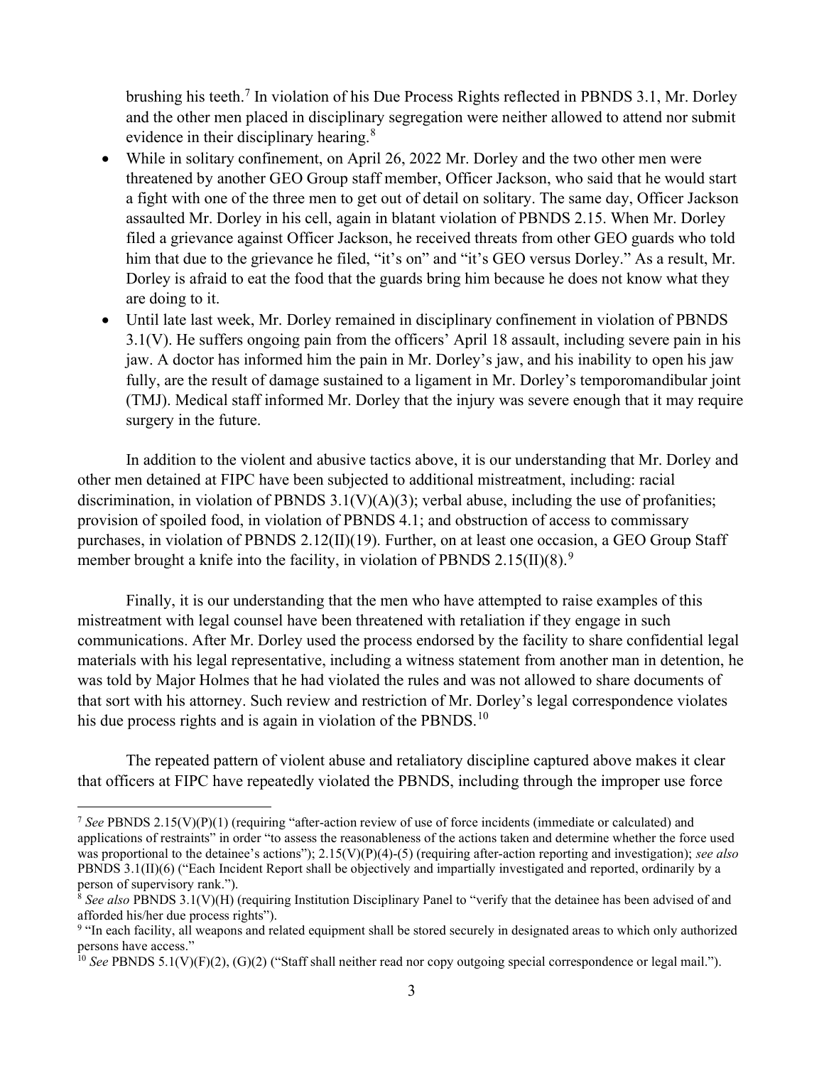brushing his teeth.[7] In violation of his Due Process Rights reflected in PBNDS 3.1, Mr. Dorley and the other men placed in disciplinary segregation were neither allowed to attend nor submit evidence in their disciplinary hearing.[8]

- While in solitary confinement, on April 26, 2022 Mr. Dorley and the two other men were threatened by another GEO Group staff member, Officer Jackson, who said that he would start a fight with one of the three men to get out of detail on solitary. The same day, Officer Jackson assaulted Mr. Dorley in his cell, again in blatant violation of PBNDS 2.15. When Mr. Dorley filed a grievance against Officer Jackson, he received threats from other GEO guards who told him that due to the grievance he filed, "it's on" and "it's GEO versus Dorley." As a result, Mr. Dorley is afraid to eat the food that the guards bring him because he does not know what they are doing to it.
- Until late last week, Mr. Dorley remained in disciplinary confinement in violation of PBNDS 3.1(V). He suffers ongoing pain from the officers' April 18 assault, including severe pain in his jaw. A doctor has informed him the pain in Mr. Dorley's jaw, and his inability to open his jaw fully, are the result of damage sustained to a ligament in Mr. Dorley's temporomandibular joint (TMJ). Medical staff informed Mr. Dorley that the injury was severe enough that it may require surgery in the future.

In addition to the violent and abusive tactics above, it is our understanding that Mr. Dorley and other men detained at FIPC have been subjected to additional mistreatment, including: racial discrimination, in violation of PBNDS 3.1(V)(A)(3); verbal abuse, including the use of profanities; provision of spoiled food, in violation of PBNDS 4.1; and obstruction of access to commissary purchases, in violation of PBNDS 2.12(II)(19). Further, on at least one occasion, a GEO Group Staff member brought a knife into the facility, in violation of PBNDS 2.15(II)(8).[9]

Finally, it is our understanding that the men who have attempted to raise examples of this mistreatment with legal counsel have been threatened with retaliation if they engage in such communications. After Mr. Dorley used the process endorsed by the facility to share confidential legal materials with his legal representative, including a witness statement from another man in detention, he was told by Major Holmes that he had violated the rules and was not allowed to share documents of that sort with his attorney. Such review and restriction of Mr. Dorley's legal correspondence violates his due process rights and is again in violation of the PBNDS.[10]

The repeated pattern of violent abuse and retaliatory discipline captured above makes it clear that officers at FIPC have repeatedly violated the PBNDS, including through the improper use force

---

[7] *See* PBNDS 2.15(V)(P)(1) (requiring "after-action review of use of force incidents (immediate or calculated) and applications of restraints" in order "to assess the reasonableness of the actions taken and determine whether the force used was proportional to the detainee's actions"); 2.15(V)(P)(4)-(5) (requiring after-action reporting and investigation); *see also* PBNDS 3.1(II)(6) ("Each Incident Report shall be objectively and impartially investigated and reported, ordinarily by a person of supervisory rank.").

[8] *See also* PBNDS 3.1(V)(H) (requiring Institution Disciplinary Panel to "verify that the detainee has been advised of and afforded his/her due process rights").

[9] "In each facility, all weapons and related equipment shall be stored securely in designated areas to which only authorized persons have access."

[10] *See* PBNDS 5.1(V)(F)(2), (G)(2) ("Staff shall neither read nor copy outgoing special correspondence or legal mail.").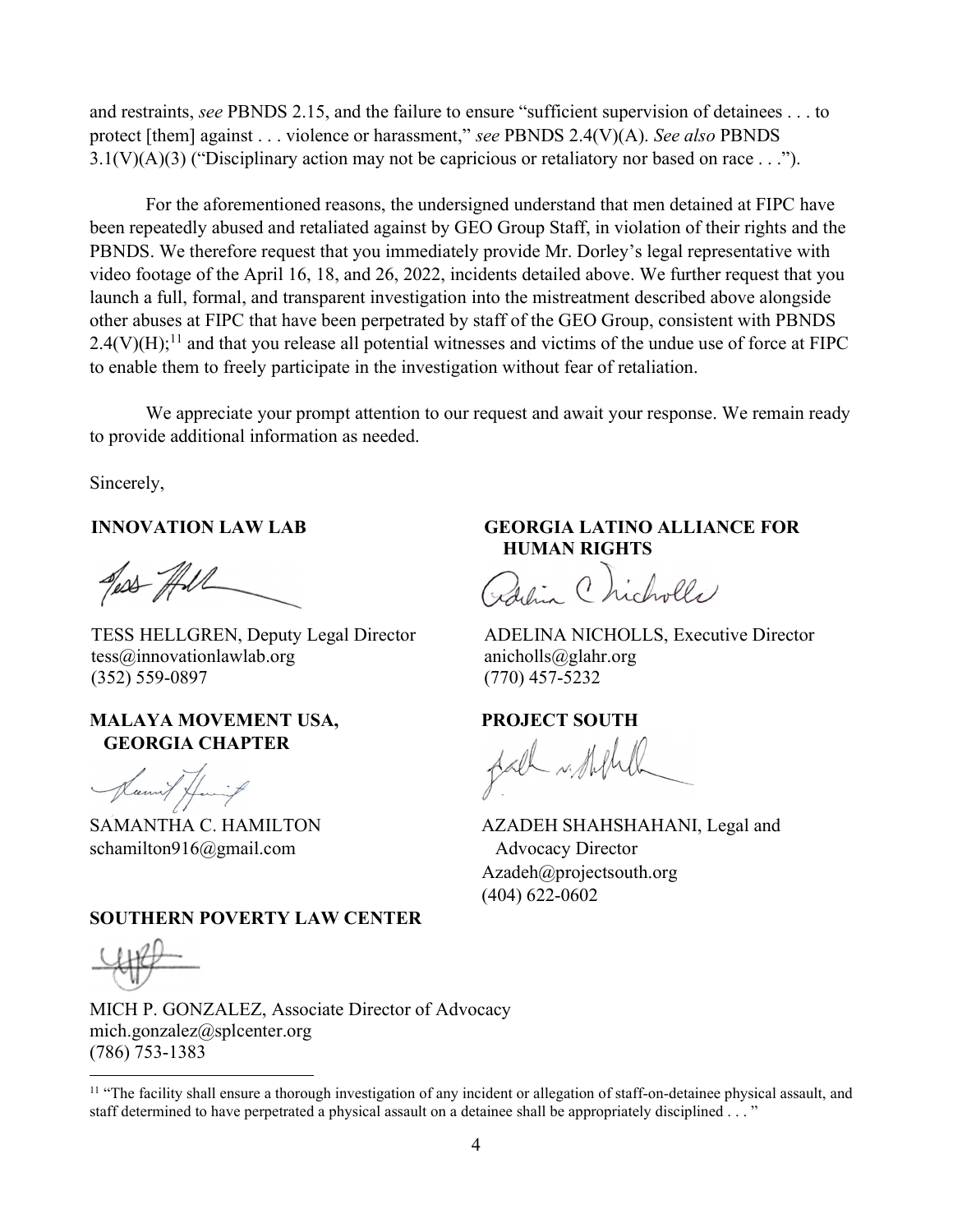and restraints, *see* PBNDS 2.15, and the failure to ensure "sufficient supervision of detainees . . . to protect [them] against . . . violence or harassment," *see* PBNDS 2.4(V)(A). *See also* PBNDS 3.1(V)(A)(3) ("Disciplinary action may not be capricious or retaliatory nor based on race . . .").

For the aforementioned reasons, the undersigned understand that men detained at FIPC have been repeatedly abused and retaliated against by GEO Group Staff, in violation of their rights and the PBNDS. We therefore request that you immediately provide Mr. Dorley's legal representative with video footage of the April 16, 18, and 26, 2022, incidents detailed above. We further request that you launch a full, formal, and transparent investigation into the mistreatment described above alongside other abuses at FIPC that have been perpetrated by staff of the GEO Group, consistent with PBNDS 2.4(V)(H);[11] and that you release all potential witnesses and victims of the undue use of force at FIPC to enable them to freely participate in the investigation without fear of retaliation.

We appreciate your prompt attention to our request and await your response. We remain ready to provide additional information as needed.

Sincerely,

**INNOVATION LAW LAB**

TESS HELLGREN, Deputy Legal Director
tess@innovationlawlab.org
(352) 559-0897

**GEORGIA LATINO ALLIANCE FOR HUMAN RIGHTS**

ADELINA NICHOLLS, Executive Director
anicholls@glahr.org
(770) 457-5232

**MALAYA MOVEMENT USA, GEORGIA CHAPTER**

SAMANTHA C. HAMILTON
schamilton916@gmail.com

**PROJECT SOUTH**

AZADEH SHAHSHAHANI, Legal and Advocacy Director
Azadeh@projectsouth.org
(404) 622-0602

**SOUTHERN POVERTY LAW CENTER**

MICH P. GONZALEZ, Associate Director of Advocacy
mich.gonzalez@splcenter.org
(786) 753-1383

[11] "The facility shall ensure a thorough investigation of any incident or allegation of staff-on-detainee physical assault, and staff determined to have perpetrated a physical assault on a detainee shall be appropriately disciplined . . . "